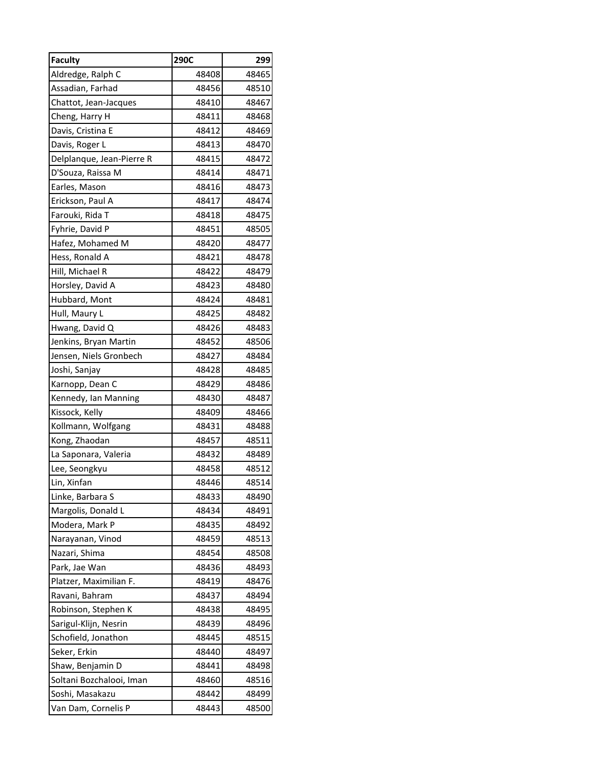| Faculty | 290C | 299 |
| --- | --- | --- |
| Aldredge, Ralph C | 48408 | 48465 |
| Assadian, Farhad | 48456 | 48510 |
| Chattot, Jean-Jacques | 48410 | 48467 |
| Cheng, Harry H | 48411 | 48468 |
| Davis, Cristina E | 48412 | 48469 |
| Davis, Roger L | 48413 | 48470 |
| Delplanque, Jean-Pierre R | 48415 | 48472 |
| D'Souza, Raissa M | 48414 | 48471 |
| Earles, Mason | 48416 | 48473 |
| Erickson, Paul A | 48417 | 48474 |
| Farouki, Rida T | 48418 | 48475 |
| Fyhrie, David P | 48451 | 48505 |
| Hafez, Mohamed M | 48420 | 48477 |
| Hess, Ronald A | 48421 | 48478 |
| Hill, Michael R | 48422 | 48479 |
| Horsley, David A | 48423 | 48480 |
| Hubbard, Mont | 48424 | 48481 |
| Hull, Maury L | 48425 | 48482 |
| Hwang, David Q | 48426 | 48483 |
| Jenkins, Bryan Martin | 48452 | 48506 |
| Jensen, Niels Gronbech | 48427 | 48484 |
| Joshi, Sanjay | 48428 | 48485 |
| Karnopp, Dean C | 48429 | 48486 |
| Kennedy, Ian Manning | 48430 | 48487 |
| Kissock, Kelly | 48409 | 48466 |
| Kollmann, Wolfgang | 48431 | 48488 |
| Kong, Zhaodan | 48457 | 48511 |
| La Saponara, Valeria | 48432 | 48489 |
| Lee, Seongkyu | 48458 | 48512 |
| Lin, Xinfan | 48446 | 48514 |
| Linke, Barbara S | 48433 | 48490 |
| Margolis, Donald L | 48434 | 48491 |
| Modera, Mark P | 48435 | 48492 |
| Narayanan, Vinod | 48459 | 48513 |
| Nazari, Shima | 48454 | 48508 |
| Park, Jae Wan | 48436 | 48493 |
| Platzer, Maximilian F. | 48419 | 48476 |
| Ravani, Bahram | 48437 | 48494 |
| Robinson, Stephen K | 48438 | 48495 |
| Sarigul-Klijn, Nesrin | 48439 | 48496 |
| Schofield, Jonathon | 48445 | 48515 |
| Seker, Erkin | 48440 | 48497 |
| Shaw, Benjamin D | 48441 | 48498 |
| Soltani Bozchalooi, Iman | 48460 | 48516 |
| Soshi, Masakazu | 48442 | 48499 |
| Van Dam, Cornelis P | 48443 | 48500 |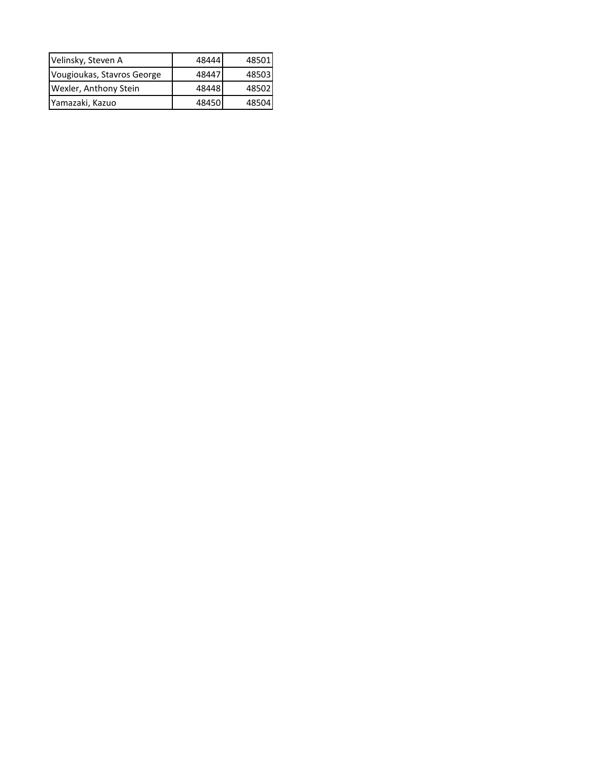| | | |
|---|---|---|
| Velinsky, Steven A | 48444 | 48501 |
| Vougioukas, Stavros George | 48447 | 48503 |
| Wexler, Anthony Stein | 48448 | 48502 |
| Yamazaki, Kazuo | 48450 | 48504 |